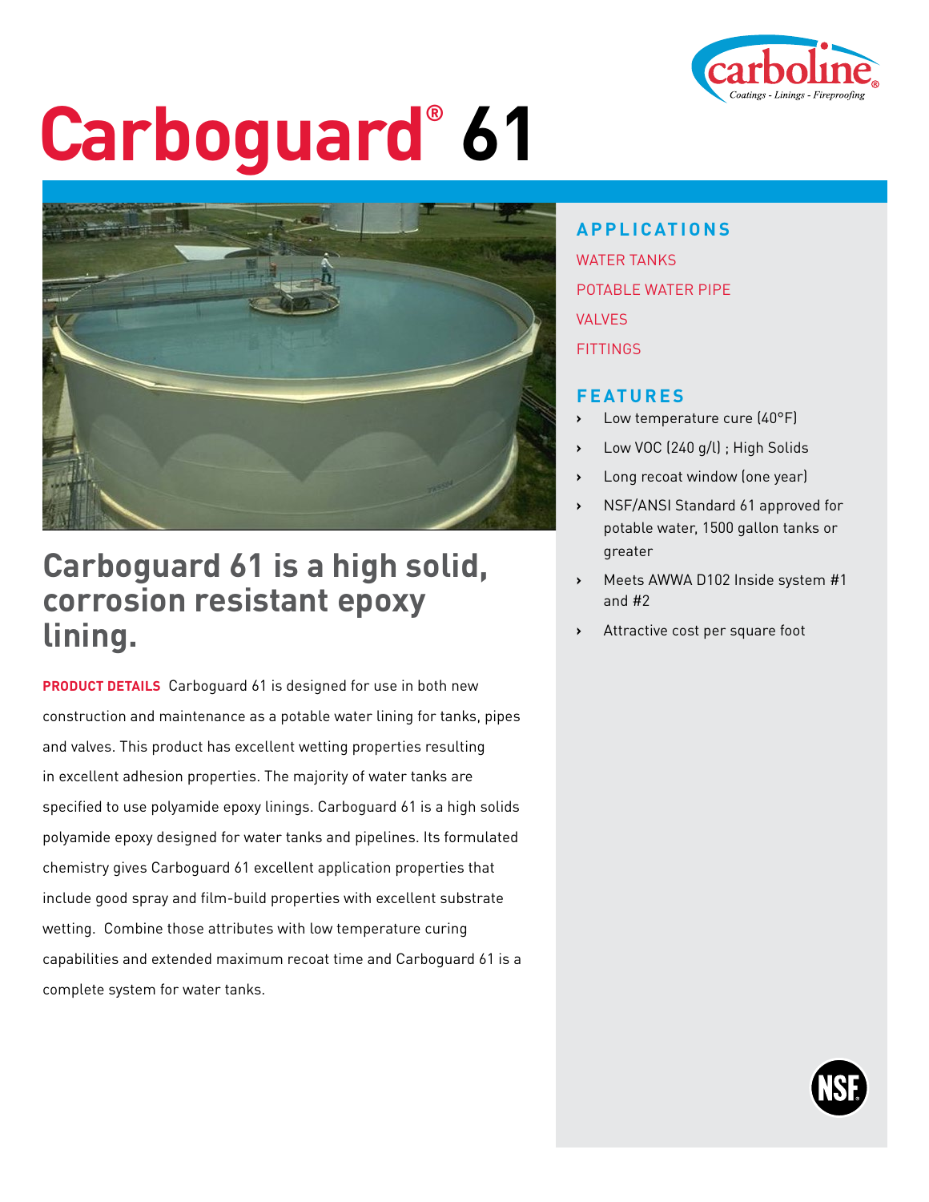# Carboguard® 61

## Carboguard 61 is a high solid, corrosion resistant epoxy lining.

**PRODUCT DETAILS** Carboguard 61 is designed for use in both new construction and maintenance as a potable water lining for tanks, pipes and valves. This product has excellent wetting properties resulting in excellent adhesion properties. The majority of water tanks are specified to use polyamide epoxy linings. Carboguard 61 is a high solids polyamide epoxy designed for water tanks and pipelines. Its formulated chemistry gives Carboguard 61 excellent application properties that include good spray and film-build properties with excellent substrate wetting. Combine those attributes with low temperature curing capabilities and extended maximum recoat time and Carboguard 61 is a complete system for water tanks.

### APPLICATIONS

WATER TANKS

POTABLE WATER PIPE

VALVES

FITTINGS

### FEATURES

- Low temperature cure (40°F)
- Low VOC (240 g/l) ; High Solids
- Long recoat window (one year)
- NSF/ANSI Standard 61 approved for potable water, 1500 gallon tanks or greater
- Meets AWWA D102 Inside system #1 and #2
- Attractive cost per square foot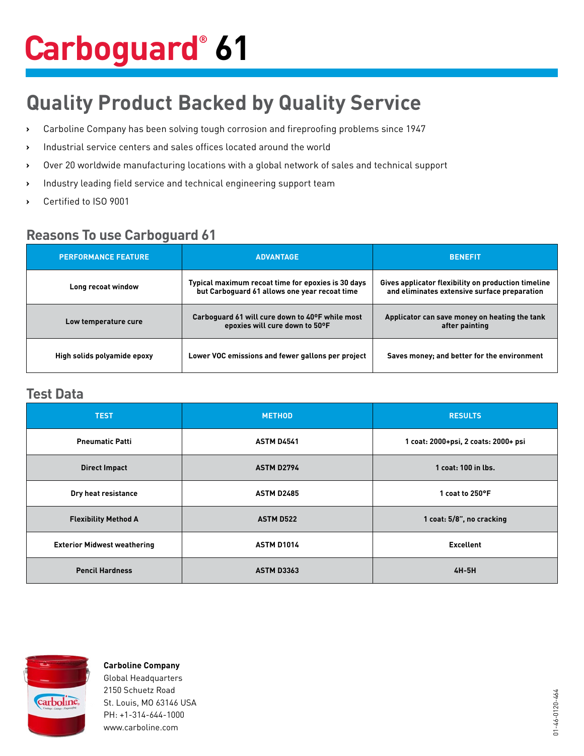# Carboguard® 61

## Quality Product Backed by Quality Service

- Carboline Company has been solving tough corrosion and fireproofing problems since 1947
- Industrial service centers and sales offices located around the world
- Over 20 worldwide manufacturing locations with a global network of sales and technical support
- Industry leading field service and technical engineering support team
- Certified to ISO 9001

### Reasons To use Carboguard 61

| PERFORMANCE FEATURE | ADVANTAGE | BENEFIT |
|---|---|---|
| Long recoat window | Typical maximum recoat time for epoxies is 30 days but Carboguard 61 allows one year recoat time | Gives applicator flexibility on production timeline and eliminates extensive surface preparation |
| Low temperature cure | Carboguard 61 will cure down to 40ºF while most epoxies will cure down to 50ºF | Applicator can save money on heating the tank after painting |
| High solids polyamide epoxy | Lower VOC emissions and fewer gallons per project | Saves money; and better for the environment |

### Test Data

| TEST | METHOD | RESULTS |
|---|---|---|
| Pneumatic Patti | ASTM D4541 | 1 coat: 2000+psi, 2 coats: 2000+ psi |
| Direct Impact | ASTM D2794 | 1 coat: 100 in lbs. |
| Dry heat resistance | ASTM D2485 | 1 coat to 250°F |
| Flexibility Method A | ASTM D522 | 1 coat: 5/8", no cracking |
| Exterior Midwest weathering | ASTM D1014 | Excellent |
| Pencil Hardness | ASTM D3363 | 4H-5H |

**Carboline Company**
Global Headquarters
2150 Schuetz Road
St. Louis, MO 63146 USA
PH: +1-314-644-1000
www.carboline.com

01-46-0120-464